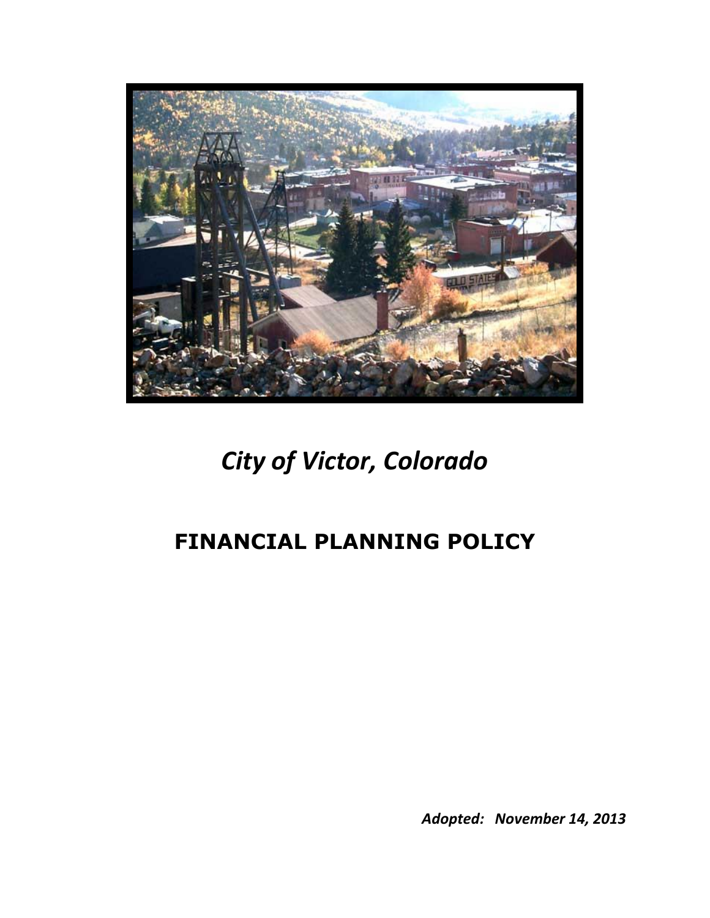# *City of Victor, Colorado*

## FINANCIAL PLANNING POLICY

***Adopted: November 14, 2013***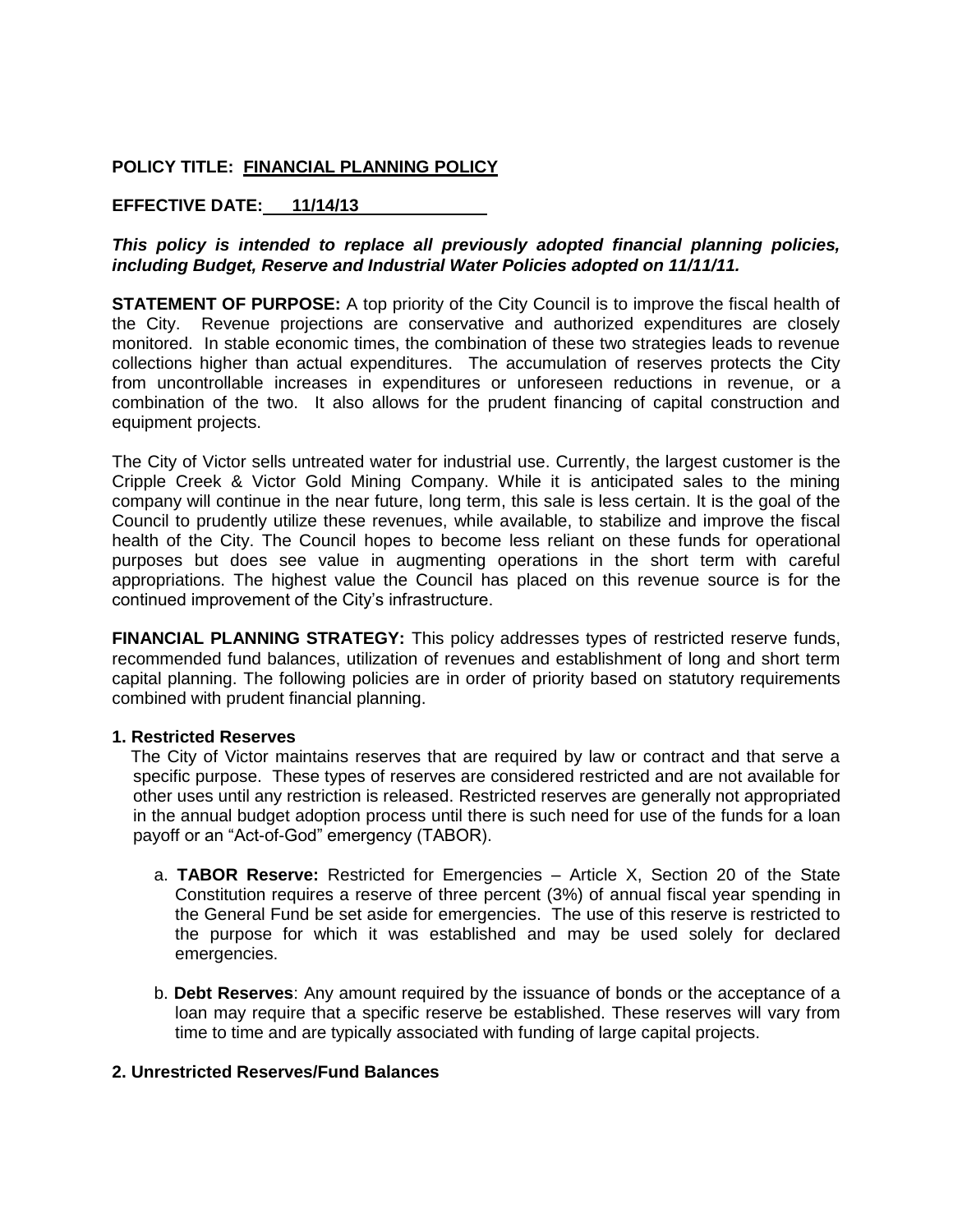**POLICY TITLE: FINANCIAL PLANNING POLICY**

**EFFECTIVE DATE: 11/14/13**

***This policy is intended to replace all previously adopted financial planning policies, including Budget, Reserve and Industrial Water Policies adopted on 11/11/11.***

**STATEMENT OF PURPOSE:** A top priority of the City Council is to improve the fiscal health of the City. Revenue projections are conservative and authorized expenditures are closely monitored. In stable economic times, the combination of these two strategies leads to revenue collections higher than actual expenditures. The accumulation of reserves protects the City from uncontrollable increases in expenditures or unforeseen reductions in revenue, or a combination of the two. It also allows for the prudent financing of capital construction and equipment projects.

The City of Victor sells untreated water for industrial use. Currently, the largest customer is the Cripple Creek & Victor Gold Mining Company. While it is anticipated sales to the mining company will continue in the near future, long term, this sale is less certain. It is the goal of the Council to prudently utilize these revenues, while available, to stabilize and improve the fiscal health of the City. The Council hopes to become less reliant on these funds for operational purposes but does see value in augmenting operations in the short term with careful appropriations. The highest value the Council has placed on this revenue source is for the continued improvement of the City's infrastructure.

**FINANCIAL PLANNING STRATEGY:** This policy addresses types of restricted reserve funds, recommended fund balances, utilization of revenues and establishment of long and short term capital planning. The following policies are in order of priority based on statutory requirements combined with prudent financial planning.

**1. Restricted Reserves**

The City of Victor maintains reserves that are required by law or contract and that serve a specific purpose. These types of reserves are considered restricted and are not available for other uses until any restriction is released. Restricted reserves are generally not appropriated in the annual budget adoption process until there is such need for use of the funds for a loan payoff or an "Act-of-God" emergency (TABOR).

a. **TABOR Reserve:** Restricted for Emergencies – Article X, Section 20 of the State Constitution requires a reserve of three percent (3%) of annual fiscal year spending in the General Fund be set aside for emergencies. The use of this reserve is restricted to the purpose for which it was established and may be used solely for declared emergencies.

b. **Debt Reserves**: Any amount required by the issuance of bonds or the acceptance of a loan may require that a specific reserve be established. These reserves will vary from time to time and are typically associated with funding of large capital projects.

**2. Unrestricted Reserves/Fund Balances**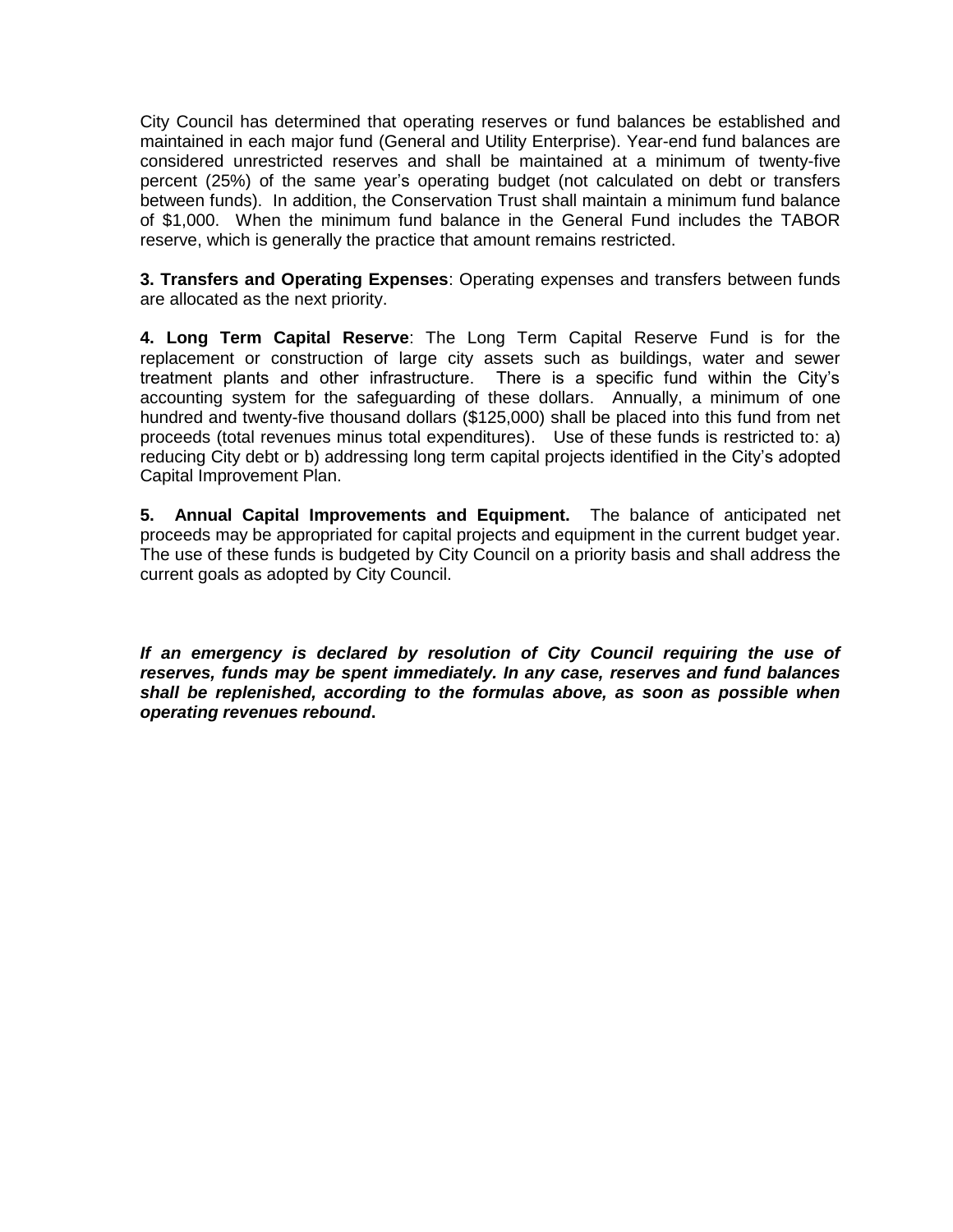City Council has determined that operating reserves or fund balances be established and maintained in each major fund (General and Utility Enterprise). Year-end fund balances are considered unrestricted reserves and shall be maintained at a minimum of twenty-five percent (25%) of the same year's operating budget (not calculated on debt or transfers between funds). In addition, the Conservation Trust shall maintain a minimum fund balance of $1,000. When the minimum fund balance in the General Fund includes the TABOR reserve, which is generally the practice that amount remains restricted.

**3. Transfers and Operating Expenses**: Operating expenses and transfers between funds are allocated as the next priority.

**4. Long Term Capital Reserve**: The Long Term Capital Reserve Fund is for the replacement or construction of large city assets such as buildings, water and sewer treatment plants and other infrastructure. There is a specific fund within the City's accounting system for the safeguarding of these dollars. Annually, a minimum of one hundred and twenty-five thousand dollars ($125,000) shall be placed into this fund from net proceeds (total revenues minus total expenditures). Use of these funds is restricted to: a) reducing City debt or b) addressing long term capital projects identified in the City's adopted Capital Improvement Plan.

**5. Annual Capital Improvements and Equipment.** The balance of anticipated net proceeds may be appropriated for capital projects and equipment in the current budget year. The use of these funds is budgeted by City Council on a priority basis and shall address the current goals as adopted by City Council.

***If an emergency is declared by resolution of City Council requiring the use of reserves, funds may be spent immediately. In any case, reserves and fund balances shall be replenished, according to the formulas above, as soon as possible when operating revenues rebound*.**